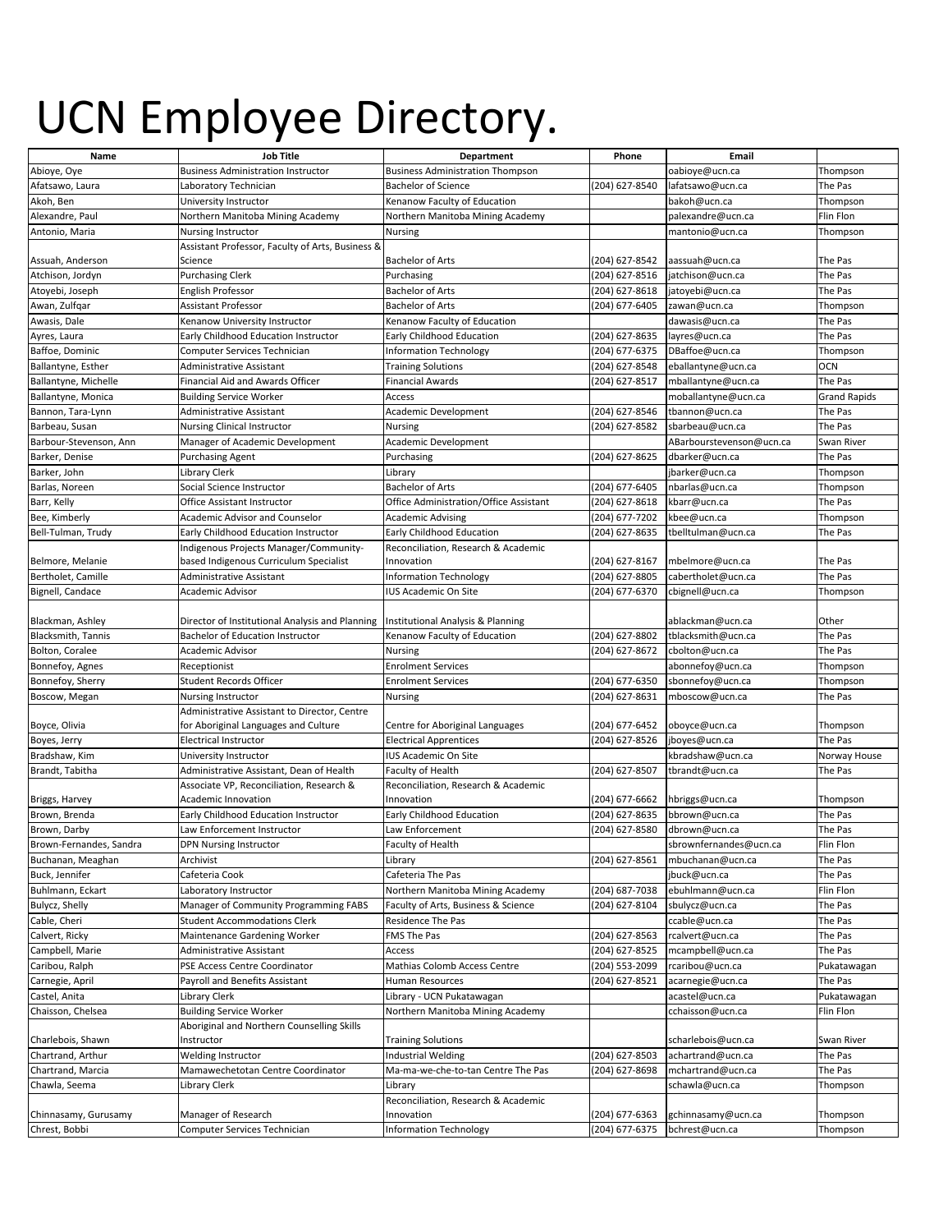# UCN Employee Directory.

| Name | Job Title | Department | Phone | Email | |
|---|---|---|---|---|---|
| Abioye, Oye | Business Administration Instructor | Business Administration Thompson | | oabioye@ucn.ca | Thompson |
| Afatsawo, Laura | Laboratory Technician | Bachelor of Science | (204) 627-8540 | lafatsawo@ucn.ca | The Pas |
| Akoh, Ben | University Instructor | Kenanow Faculty of Education | | bakoh@ucn.ca | Thompson |
| Alexandre, Paul | Northern Manitoba Mining Academy | Northern Manitoba Mining Academy | | palexandre@ucn.ca | Flin Flon |
| Antonio, Maria | Nursing Instructor | Nursing | | mantonio@ucn.ca | Thompson |
| Assuah, Anderson | Assistant Professor, Faculty of Arts, Business & Science | Bachelor of Arts | (204) 627-8542 | aassuah@ucn.ca | The Pas |
| Atchison, Jordyn | Purchasing Clerk | Purchasing | (204) 627-8516 | jatchison@ucn.ca | The Pas |
| Atoyebi, Joseph | English Professor | Bachelor of Arts | (204) 627-8618 | jatoyebi@ucn.ca | The Pas |
| Awan, Zulfqar | Assistant Professor | Bachelor of Arts | (204) 677-6405 | zawan@ucn.ca | Thompson |
| Awasis, Dale | Kenanow University Instructor | Kenanow Faculty of Education | | dawasis@ucn.ca | The Pas |
| Ayres, Laura | Early Childhood Education Instructor | Early Childhood Education | (204) 627-8635 | layres@ucn.ca | The Pas |
| Baffoe, Dominic | Computer Services Technician | Information Technology | (204) 677-6375 | DBaffoe@ucn.ca | Thompson |
| Ballantyne, Esther | Administrative Assistant | Training Solutions | (204) 627-8548 | eballantyne@ucn.ca | OCN |
| Ballantyne, Michelle | Financial Aid and Awards Officer | Financial Awards | (204) 627-8517 | mballantyne@ucn.ca | The Pas |
| Ballantyne, Monica | Building Service Worker | Access | | moballantyne@ucn.ca | Grand Rapids |
| Bannon, Tara-Lynn | Administrative Assistant | Academic Development | (204) 627-8546 | tbannon@ucn.ca | The Pas |
| Barbeau, Susan | Nursing Clinical Instructor | Nursing | (204) 627-8582 | sbarbeau@ucn.ca | The Pas |
| Barbour-Stevenson, Ann | Manager of Academic Development | Academic Development | | ABarbourstevenson@ucn.ca | Swan River |
| Barker, Denise | Purchasing Agent | Purchasing | (204) 627-8625 | dbarker@ucn.ca | The Pas |
| Barker, John | Library Clerk | Library | | jbarker@ucn.ca | Thompson |
| Barlas, Noreen | Social Science Instructor | Bachelor of Arts | (204) 677-6405 | nbarlas@ucn.ca | Thompson |
| Barr, Kelly | Office Assistant Instructor | Office Administration/Office Assistant | (204) 627-8618 | kbarr@ucn.ca | The Pas |
| Bee, Kimberly | Academic Advisor and Counselor | Academic Advising | (204) 677-7202 | kbee@ucn.ca | Thompson |
| Bell-Tulman, Trudy | Early Childhood Education Instructor | Early Childhood Education | (204) 627-8635 | tbelltulman@ucn.ca | The Pas |
| Belmore, Melanie | Indigenous Projects Manager/Community-based Indigenous Curriculum Specialist | Reconciliation, Research & Academic Innovation | (204) 627-8167 | mbelmore@ucn.ca | The Pas |
| Bertholet, Camille | Administrative Assistant | Information Technology | (204) 627-8805 | cabertholet@ucn.ca | The Pas |
| Bignell, Candace | Academic Advisor | IUS Academic On Site | (204) 677-6370 | cbignell@ucn.ca | Thompson |
| Blackman, Ashley | Director of Institutional Analysis and Planning | Institutional Analysis & Planning | | ablackman@ucn.ca | Other |
| Blacksmith, Tannis | Bachelor of Education Instructor | Kenanow Faculty of Education | (204) 627-8802 | tblacksmith@ucn.ca | The Pas |
| Bolton, Coralee | Academic Advisor | Nursing | (204) 627-8672 | cbolton@ucn.ca | The Pas |
| Bonnefoy, Agnes | Receptionist | Enrolment Services | | abonnefoy@ucn.ca | Thompson |
| Bonnefoy, Sherry | Student Records Officer | Enrolment Services | (204) 677-6350 | sbonnefoy@ucn.ca | Thompson |
| Boscow, Megan | Nursing Instructor | Nursing | (204) 627-8631 | mboscow@ucn.ca | The Pas |
| Boyce, Olivia | Administrative Assistant to Director, Centre for Aboriginal Languages and Culture | Centre for Aboriginal Languages | (204) 677-6452 | oboyce@ucn.ca | Thompson |
| Boyes, Jerry | Electrical Instructor | Electrical Apprentices | (204) 627-8526 | jboyes@ucn.ca | The Pas |
| Bradshaw, Kim | University Instructor | IUS Academic On Site | | kbradshaw@ucn.ca | Norway House |
| Brandt, Tabitha | Administrative Assistant, Dean of Health | Faculty of Health | (204) 627-8507 | tbrandt@ucn.ca | The Pas |
| Briggs, Harvey | Associate VP, Reconciliation, Research & Academic Innovation | Reconciliation, Research & Academic Innovation | (204) 677-6662 | hbriggs@ucn.ca | Thompson |
| Brown, Brenda | Early Childhood Education Instructor | Early Childhood Education | (204) 627-8635 | bbrown@ucn.ca | The Pas |
| Brown, Darby | Law Enforcement Instructor | Law Enforcement | (204) 627-8580 | dbrown@ucn.ca | The Pas |
| Brown-Fernandes, Sandra | DPN Nursing Instructor | Faculty of Health | | sbrownfernandes@ucn.ca | Flin Flon |
| Buchanan, Meaghan | Archivist | Library | (204) 627-8561 | mbuchanan@ucn.ca | The Pas |
| Buck, Jennifer | Cafeteria Cook | Cafeteria The Pas | | jbuck@ucn.ca | The Pas |
| Buhlmann, Eckart | Laboratory Instructor | Northern Manitoba Mining Academy | (204) 687-7038 | ebuhlmann@ucn.ca | Flin Flon |
| Bulycz, Shelly | Manager of Community Programming FABS | Faculty of Arts, Business & Science | (204) 627-8104 | sbulycz@ucn.ca | The Pas |
| Cable, Cheri | Student Accommodations Clerk | Residence The Pas | | ccable@ucn.ca | The Pas |
| Calvert, Ricky | Maintenance Gardening Worker | FMS The Pas | (204) 627-8563 | rcalvert@ucn.ca | The Pas |
| Campbell, Marie | Administrative Assistant | Access | (204) 627-8525 | mcampbell@ucn.ca | The Pas |
| Caribou, Ralph | PSE Access Centre Coordinator | Mathias Colomb Access Centre | (204) 553-2099 | rcaribou@ucn.ca | Pukatawagan |
| Carnegie, April | Payroll and Benefits Assistant | Human Resources | (204) 627-8521 | acarnegie@ucn.ca | The Pas |
| Castel, Anita | Library Clerk | Library - UCN Pukatawagan | | acastel@ucn.ca | Pukatawagan |
| Chaisson, Chelsea | Building Service Worker | Northern Manitoba Mining Academy | | cchaisson@ucn.ca | Flin Flon |
| Charlebois, Shawn | Aboriginal and Northern Counselling Skills Instructor | Training Solutions | | scharlebois@ucn.ca | Swan River |
| Chartrand, Arthur | Welding Instructor | Industrial Welding | (204) 627-8503 | achartrand@ucn.ca | The Pas |
| Chartrand, Marcia | Mamawechetotan Centre Coordinator | Ma-ma-we-che-to-tan Centre The Pas | (204) 627-8698 | mchartrand@ucn.ca | The Pas |
| Chawla, Seema | Library Clerk | Library | | schawla@ucn.ca | Thompson |
| Chinnasamy, Gurusamy | Manager of Research | Reconciliation, Research & Academic Innovation | (204) 677-6363 | gchinnasamy@ucn.ca | Thompson |
| Chrest, Bobbi | Computer Services Technician | Information Technology | (204) 677-6375 | bchrest@ucn.ca | Thompson |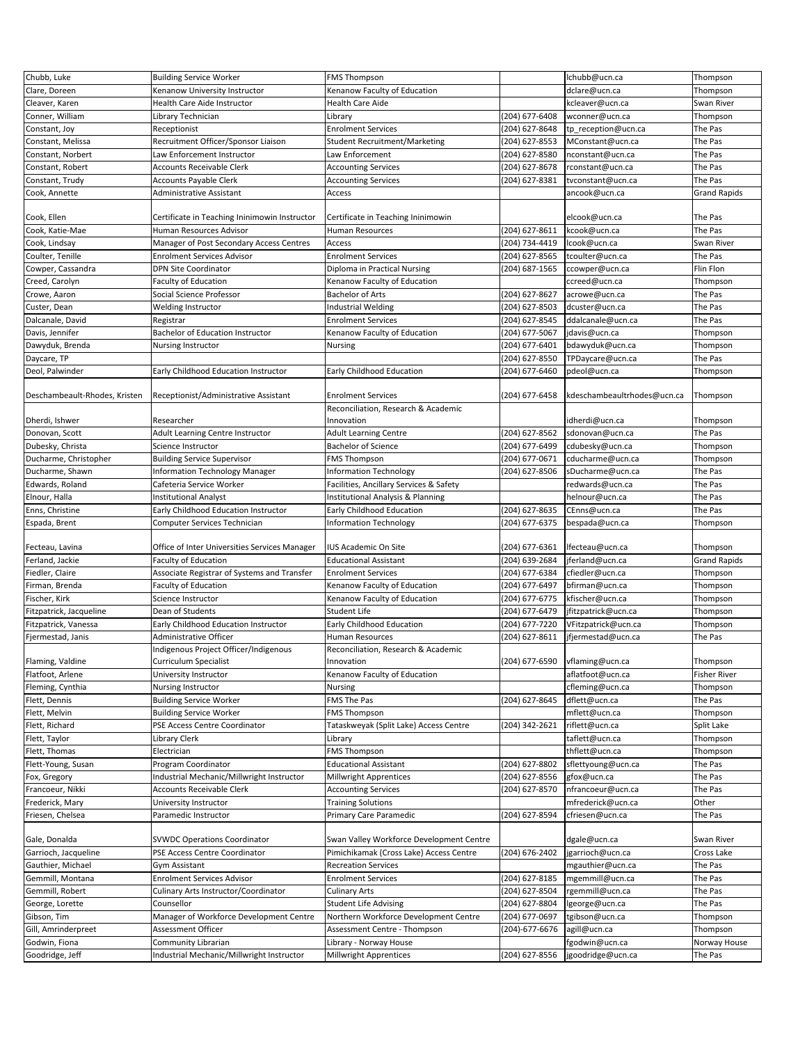| Chubb, Luke | Building Service Worker | FMS Thompson | | lchubb@ucn.ca | Thompson |
|---|---|---|---|---|---|
| Clare, Doreen | Kenanow University Instructor | Kenanow Faculty of Education | | dclare@ucn.ca | Thompson |
| Cleaver, Karen | Health Care Aide Instructor | Health Care Aide | | kcleaver@ucn.ca | Swan River |
| Conner, William | Library Technician | Library | (204) 677-6408 | wconner@ucn.ca | Thompson |
| Constant, Joy | Receptionist | Enrolment Services | (204) 627-8648 | tp_reception@ucn.ca | The Pas |
| Constant, Melissa | Recruitment Officer/Sponsor Liaison | Student Recruitment/Marketing | (204) 627-8553 | MConstant@ucn.ca | The Pas |
| Constant, Norbert | Law Enforcement Instructor | Law Enforcement | (204) 627-8580 | nconstant@ucn.ca | The Pas |
| Constant, Robert | Accounts Receivable Clerk | Accounting Services | (204) 627-8678 | rconstant@ucn.ca | The Pas |
| Constant, Trudy | Accounts Payable Clerk | Accounting Services | (204) 627-8381 | tvconstant@ucn.ca | The Pas |
| Cook, Annette | Administrative Assistant | Access | | ancook@ucn.ca | Grand Rapids |
| Cook, Ellen | Certificate in Teaching Ininimowin Instructor | Certificate in Teaching Ininimowin | | elcook@ucn.ca | The Pas |
| Cook, Katie-Mae | Human Resources Advisor | Human Resources | (204) 627-8611 | kcook@ucn.ca | The Pas |
| Cook, Lindsay | Manager of Post Secondary Access Centres | Access | (204) 734-4419 | lcook@ucn.ca | Swan River |
| Coulter, Tenille | Enrolment Services Advisor | Enrolment Services | (204) 627-8565 | tcoulter@ucn.ca | The Pas |
| Cowper, Cassandra | DPN Site Coordinator | Diploma in Practical Nursing | (204) 687-1565 | ccowper@ucn.ca | Flin Flon |
| Creed, Carolyn | Faculty of Education | Kenanow Faculty of Education | | ccreed@ucn.ca | Thompson |
| Crowe, Aaron | Social Science Professor | Bachelor of Arts | (204) 627-8627 | acrowe@ucn.ca | The Pas |
| Custer, Dean | Welding Instructor | Industrial Welding | (204) 627-8503 | dcuster@ucn.ca | The Pas |
| Dalcanale, David | Registrar | Enrolment Services | (204) 627-8545 | ddalcanale@ucn.ca | The Pas |
| Davis, Jennifer | Bachelor of Education Instructor | Kenanow Faculty of Education | (204) 677-5067 | jdavis@ucn.ca | Thompson |
| Dawyduk, Brenda | Nursing Instructor | Nursing | (204) 677-6401 | bdawyduk@ucn.ca | Thompson |
| Daycare, TP | | | (204) 627-8550 | TPDaycare@ucn.ca | The Pas |
| Deol, Palwinder | Early Childhood Education Instructor | Early Childhood Education | (204) 677-6460 | pdeol@ucn.ca | Thompson |
| Deschambeault-Rhodes, Kristen | Receptionist/Administrative Assistant | Enrolment Services | (204) 677-6458 | kdeschambeaultrhodes@ucn.ca | Thompson |
| Dherdi, Ishwer | Researcher | Reconciliation, Research & Academic Innovation | | idherdi@ucn.ca | Thompson |
| Donovan, Scott | Adult Learning Centre Instructor | Adult Learning Centre | (204) 627-8562 | sdonovan@ucn.ca | The Pas |
| Dubesky, Christa | Science Instructor | Bachelor of Science | (204) 677-6499 | cdubesky@ucn.ca | Thompson |
| Ducharme, Christopher | Building Service Supervisor | FMS Thompson | (204) 677-0671 | cducharme@ucn.ca | Thompson |
| Ducharme, Shawn | Information Technology Manager | Information Technology | (204) 627-8506 | sDucharme@ucn.ca | The Pas |
| Edwards, Roland | Cafeteria Service Worker | Facilities, Ancillary Services & Safety | | redwards@ucn.ca | The Pas |
| Elnour, Halla | Institutional Analyst | Institutional Analysis & Planning | | helnour@ucn.ca | The Pas |
| Enns, Christine | Early Childhood Education Instructor | Early Childhood Education | (204) 627-8635 | CEnns@ucn.ca | The Pas |
| Espada, Brent | Computer Services Technician | Information Technology | (204) 677-6375 | bespada@ucn.ca | Thompson |
| Fecteau, Lavina | Office of Inter Universities Services Manager | IUS Academic On Site | (204) 677-6361 | lfecteau@ucn.ca | Thompson |
| Ferland, Jackie | Faculty of Education | Educational Assistant | (204) 639-2684 | jferland@ucn.ca | Grand Rapids |
| Fiedler, Claire | Associate Registrar of Systems and Transfer | Enrolment Services | (204) 677-6384 | cfiedler@ucn.ca | Thompson |
| Firman, Brenda | Faculty of Education | Kenanow Faculty of Education | (204) 677-6497 | bfirman@ucn.ca | Thompson |
| Fischer, Kirk | Science Instructor | Kenanow Faculty of Education | (204) 677-6775 | kfischer@ucn.ca | Thompson |
| Fitzpatrick, Jacqueline | Dean of Students | Student Life | (204) 677-6479 | jfitzpatrick@ucn.ca | Thompson |
| Fitzpatrick, Vanessa | Early Childhood Education Instructor | Early Childhood Education | (204) 677-7220 | VFitzpatrick@ucn.ca | Thompson |
| Fjermestad, Janis | Administrative Officer | Human Resources | (204) 627-8611 | jfjermestad@ucn.ca | The Pas |
| Flaming, Valdine | Indigenous Project Officer/Indigenous Curriculum Specialist | Reconciliation, Research & Academic Innovation | (204) 677-6590 | vflaming@ucn.ca | Thompson |
| Flatfoot, Arlene | University Instructor | Kenanow Faculty of Education | | aflatfoot@ucn.ca | Fisher River |
| Fleming, Cynthia | Nursing Instructor | Nursing | | cfleming@ucn.ca | Thompson |
| Flett, Dennis | Building Service Worker | FMS The Pas | (204) 627-8645 | dflett@ucn.ca | The Pas |
| Flett, Melvin | Building Service Worker | FMS Thompson | | mflett@ucn.ca | Thompson |
| Flett, Richard | PSE Access Centre Coordinator | Tataskweyak (Split Lake) Access Centre | (204) 342-2621 | riflett@ucn.ca | Split Lake |
| Flett, Taylor | Library Clerk | Library | | taflett@ucn.ca | Thompson |
| Flett, Thomas | Electrician | FMS Thompson | | thflett@ucn.ca | Thompson |
| Flett-Young, Susan | Program Coordinator | Educational Assistant | (204) 627-8802 | sflettyoung@ucn.ca | The Pas |
| Fox, Gregory | Industrial Mechanic/Millwright Instructor | Millwright Apprentices | (204) 627-8556 | gfox@ucn.ca | The Pas |
| Francoeur, Nikki | Accounts Receivable Clerk | Accounting Services | (204) 627-8570 | nfrancoeur@ucn.ca | The Pas |
| Frederick, Mary | University Instructor | Training Solutions | | mfrederick@ucn.ca | Other |
| Friesen, Chelsea | Paramedic Instructor | Primary Care Paramedic | (204) 627-8594 | cfriesen@ucn.ca | The Pas |
| Gale, Donalda | SVWDC Operations Coordinator | Swan Valley Workforce Development Centre | | dgale@ucn.ca | Swan River |
| Garrioch, Jacqueline | PSE Access Centre Coordinator | Pimichikamak (Cross Lake) Access Centre | (204) 676-2402 | jgarrioch@ucn.ca | Cross Lake |
| Gauthier, Michael | Gym Assistant | Recreation Services | | mgauthier@ucn.ca | The Pas |
| Gemmill, Montana | Enrolment Services Advisor | Enrolment Services | (204) 627-8185 | mgemmill@ucn.ca | The Pas |
| Gemmill, Robert | Culinary Arts Instructor/Coordinator | Culinary Arts | (204) 627-8504 | rgemmill@ucn.ca | The Pas |
| George, Lorette | Counsellor | Student Life Advising | (204) 627-8804 | lgeorge@ucn.ca | The Pas |
| Gibson, Tim | Manager of Workforce Development Centre | Northern Workforce Development Centre | (204) 677-0697 | tgibson@ucn.ca | Thompson |
| Gill, Amrinderpreet | Assessment Officer | Assessment Centre - Thompson | (204)-677-6676 | agill@ucn.ca | Thompson |
| Godwin, Fiona | Community Librarian | Library - Norway House | | fgodwin@ucn.ca | Norway House |
| Goodridge, Jeff | Industrial Mechanic/Millwright Instructor | Millwright Apprentices | (204) 627-8556 | jgoodridge@ucn.ca | The Pas |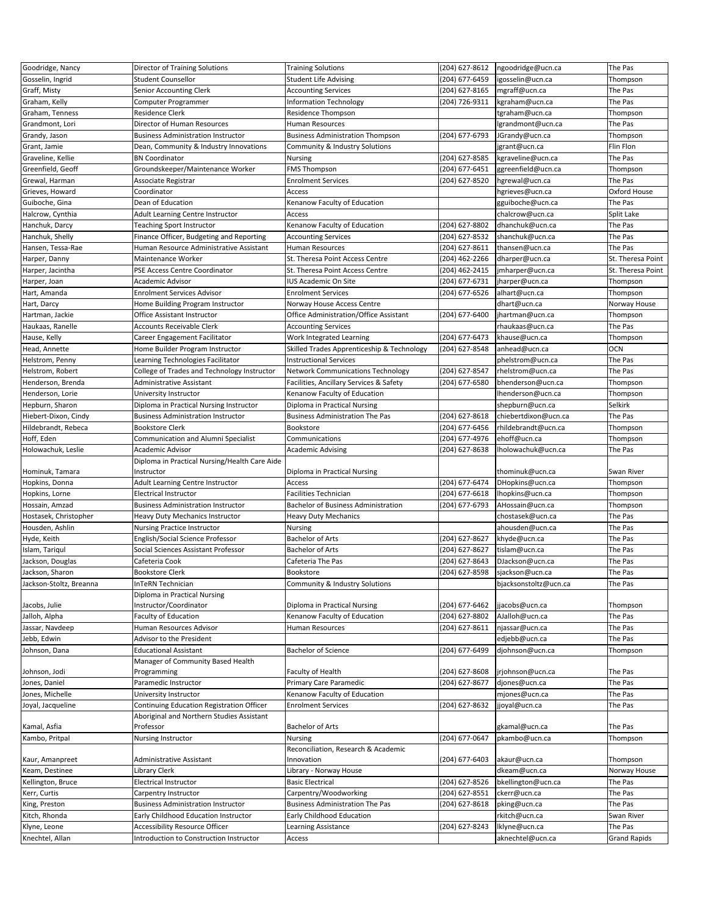| Goodridge, Nancy | Director of Training Solutions | Training Solutions | (204) 627-8612 | ngoodridge@ucn.ca | The Pas |
|---|---|---|---|---|---|
| Gosselin, Ingrid | Student Counsellor | Student Life Advising | (204) 677-6459 | igosselin@ucn.ca | Thompson |
| Graff, Misty | Senior Accounting Clerk | Accounting Services | (204) 627-8165 | mgraff@ucn.ca | The Pas |
| Graham, Kelly | Computer Programmer | Information Technology | (204) 726-9311 | kgraham@ucn.ca | The Pas |
| Graham, Tenness | Residence Clerk | Residence Thompson | | tgraham@ucn.ca | Thompson |
| Grandmont, Lori | Director of Human Resources | Human Resources | | lgrandmont@ucn.ca | The Pas |
| Grandy, Jason | Business Administration Instructor | Business Administration Thompson | (204) 677-6793 | JGrandy@ucn.ca | Thompson |
| Grant, Jamie | Dean, Community & Industry Innovations | Community & Industry Solutions | | jgrant@ucn.ca | Flin Flon |
| Graveline, Kellie | BN Coordinator | Nursing | (204) 627-8585 | kgraveline@ucn.ca | The Pas |
| Greenfield, Geoff | Groundskeeper/Maintenance Worker | FMS Thompson | (204) 677-6451 | ggreenfield@ucn.ca | Thompson |
| Grewal, Harman | Associate Registrar | Enrolment Services | (204) 627-8520 | hgrewal@ucn.ca | The Pas |
| Grieves, Howard | Coordinator | Access | | hgrieves@ucn.ca | Oxford House |
| Guiboche, Gina | Dean of Education | Kenanow Faculty of Education | | gguiboche@ucn.ca | The Pas |
| Halcrow, Cynthia | Adult Learning Centre Instructor | Access | | chalcrow@ucn.ca | Split Lake |
| Hanchuk, Darcy | Teaching Sport Instructor | Kenanow Faculty of Education | (204) 627-8802 | dhanchuk@ucn.ca | The Pas |
| Hanchuk, Shelly | Finance Officer, Budgeting and Reporting | Accounting Services | (204) 627-8532 | shanchuk@ucn.ca | The Pas |
| Hansen, Tessa-Rae | Human Resource Administrative Assistant | Human Resources | (204) 627-8611 | thansen@ucn.ca | The Pas |
| Harper, Danny | Maintenance Worker | St. Theresa Point Access Centre | (204) 462-2266 | dharper@ucn.ca | St. Theresa Point |
| Harper, Jacintha | PSE Access Centre Coordinator | St. Theresa Point Access Centre | (204) 462-2415 | jmharper@ucn.ca | St. Theresa Point |
| Harper, Joan | Academic Advisor | IUS Academic On Site | (204) 677-6731 | jharper@ucn.ca | Thompson |
| Hart, Amanda | Enrolment Services Advisor | Enrolment Services | (204) 677-6526 | alhart@ucn.ca | Thompson |
| Hart, Darcy | Home Building Program Instructor | Norway House Access Centre | | dhart@ucn.ca | Norway House |
| Hartman, Jackie | Office Assistant Instructor | Office Administration/Office Assistant | (204) 677-6400 | jhartman@ucn.ca | Thompson |
| Haukaas, Ranelle | Accounts Receivable Clerk | Accounting Services | | rhaukaas@ucn.ca | The Pas |
| Hause, Kelly | Career Engagement Facilitator | Work Integrated Learning | (204) 677-6473 | khause@ucn.ca | Thompson |
| Head, Annette | Home Builder Program Instructor | Skilled Trades Apprenticeship & Technology | (204) 627-8548 | anhead@ucn.ca | OCN |
| Helstrom, Penny | Learning Technologies Facilitator | Instructional Services | | phelstrom@ucn.ca | The Pas |
| Helstrom, Robert | College of Trades and Technology Instructor | Network Communications Technology | (204) 627-8547 | rhelstrom@ucn.ca | The Pas |
| Henderson, Brenda | Administrative Assistant | Facilities, Ancillary Services & Safety | (204) 677-6580 | bhenderson@ucn.ca | Thompson |
| Henderson, Lorie | University Instructor | Kenanow Faculty of Education | | lhenderson@ucn.ca | Thompson |
| Hepburn, Sharon | Diploma in Practical Nursing Instructor | Diploma in Practical Nursing | | shepburn@ucn.ca | Selkirk |
| Hiebert-Dixon, Cindy | Business Administration Instructor | Business Administration The Pas | (204) 627-8618 | chiebertdixon@ucn.ca | The Pas |
| Hildebrandt, Rebeca | Bookstore Clerk | Bookstore | (204) 677-6456 | rhildebrandt@ucn.ca | Thompson |
| Hoff, Eden | Communication and Alumni Specialist | Communications | (204) 677-4976 | ehoff@ucn.ca | Thompson |
| Holowachuk, Leslie | Academic Advisor | Academic Advising | (204) 627-8638 | lholowachuk@ucn.ca | The Pas |
| Hominuk, Tamara | Diploma in Practical Nursing/Health Care Aide Instructor | Diploma in Practical Nursing | | thominuk@ucn.ca | Swan River |
| Hopkins, Donna | Adult Learning Centre Instructor | Access | (204) 677-6474 | DHopkins@ucn.ca | Thompson |
| Hopkins, Lorne | Electrical Instructor | Facilities Technician | (204) 677-6618 | lhopkins@ucn.ca | Thompson |
| Hossain, Amzad | Business Administration Instructor | Bachelor of Business Administration | (204) 677-6793 | AHossain@ucn.ca | Thompson |
| Hostasek, Christopher | Heavy Duty Mechanics Instructor | Heavy Duty Mechanics | | chostasek@ucn.ca | The Pas |
| Housden, Ashlin | Nursing Practice Instructor | Nursing | | ahousden@ucn.ca | The Pas |
| Hyde, Keith | English/Social Science Professor | Bachelor of Arts | (204) 627-8627 | khyde@ucn.ca | The Pas |
| Islam, Tariqul | Social Sciences Assistant Professor | Bachelor of Arts | (204) 627-8627 | tislam@ucn.ca | The Pas |
| Jackson, Douglas | Cafeteria Cook | Cafeteria The Pas | (204) 627-8643 | DJackson@ucn.ca | The Pas |
| Jackson, Sharon | Bookstore Clerk | Bookstore | (204) 627-8598 | sjackson@ucn.ca | The Pas |
| Jackson-Stoltz, Breanna | InTeRN Technician | Community & Industry Solutions | | bjacksonstoltz@ucn.ca | The Pas |
| Jacobs, Julie | Diploma in Practical Nursing Instructor/Coordinator | Diploma in Practical Nursing | (204) 677-6462 | jjacobs@ucn.ca | Thompson |
| Jalloh, Alpha | Faculty of Education | Kenanow Faculty of Education | (204) 627-8802 | AJalloh@ucn.ca | The Pas |
| Jassar, Navdeep | Human Resources Advisor | Human Resources | (204) 627-8611 | njassar@ucn.ca | The Pas |
| Jebb, Edwin | Advisor to the President | | | edjebb@ucn.ca | The Pas |
| Johnson, Dana | Educational Assistant | Bachelor of Science | (204) 677-6499 | djohnson@ucn.ca | Thompson |
| Johnson, Jodi | Manager of Community Based Health Programming | Faculty of Health | (204) 627-8608 | jrjohnson@ucn.ca | The Pas |
| Jones, Daniel | Paramedic Instructor | Primary Care Paramedic | (204) 627-8677 | djones@ucn.ca | The Pas |
| Jones, Michelle | University Instructor | Kenanow Faculty of Education | | mjones@ucn.ca | The Pas |
| Joyal, Jacqueline | Continuing Education Registration Officer | Enrolment Services | (204) 627-8632 | jjoyal@ucn.ca | The Pas |
| Kamal, Asfia | Aboriginal and Northern Studies Assistant Professor | Bachelor of Arts | | gkamal@ucn.ca | The Pas |
| Kambo, Pritpal | Nursing Instructor | Nursing | (204) 677-0647 | pkambo@ucn.ca | Thompson |
| Kaur, Amanpreet | Administrative Assistant | Reconciliation, Research & Academic Innovation | (204) 677-6403 | akaur@ucn.ca | Thompson |
| Keam, Destinee | Library Clerk | Library - Norway House | | dkeam@ucn.ca | Norway House |
| Kellington, Bruce | Electrical Instructor | Basic Electrical | (204) 627-8526 | bkellington@ucn.ca | The Pas |
| Kerr, Curtis | Carpentry Instructor | Carpentry/Woodworking | (204) 627-8551 | ckerr@ucn.ca | The Pas |
| King, Preston | Business Administration Instructor | Business Administration The Pas | (204) 627-8618 | pking@ucn.ca | The Pas |
| Kitch, Rhonda | Early Childhood Education Instructor | Early Childhood Education | | rkitch@ucn.ca | Swan River |
| Klyne, Leone | Accessibility Resource Officer | Learning Assistance | (204) 627-8243 | lklyne@ucn.ca | The Pas |
| Knechtel, Allan | Introduction to Construction Instructor | Access | | aknechtel@ucn.ca | Grand Rapids |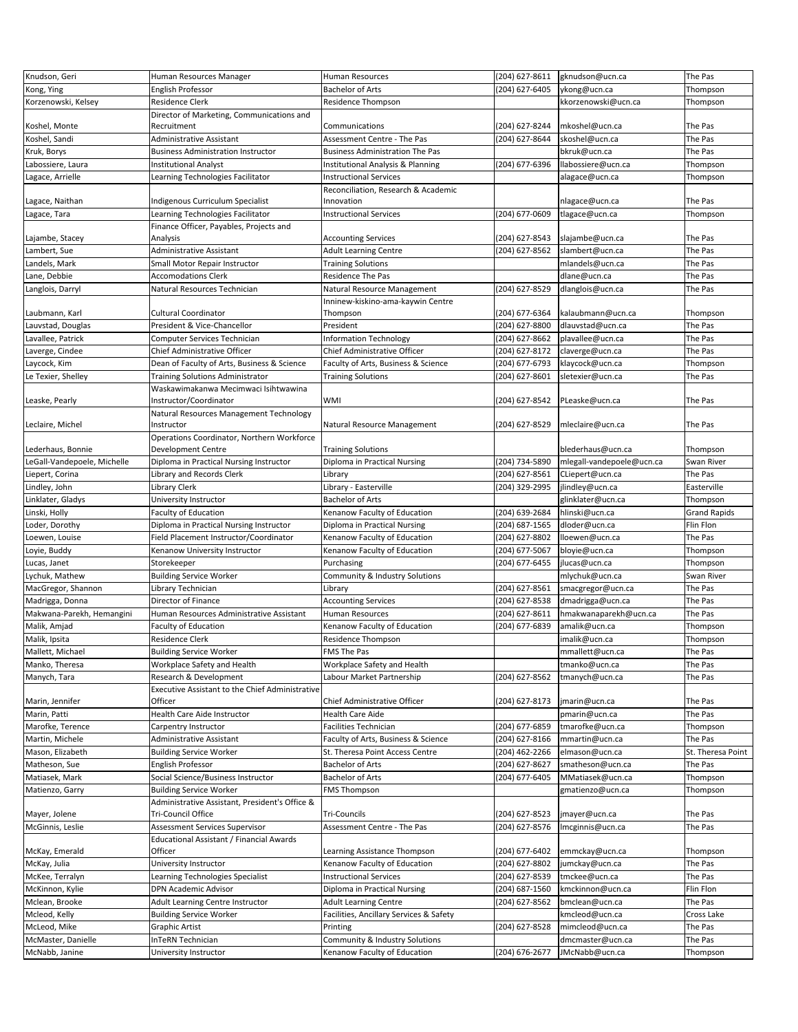| Knudson, Geri | Human Resources Manager | Human Resources | (204) 627-8611 | gknudson@ucn.ca | The Pas |
|---|---|---|---|---|---|
| Kong, Ying | English Professor | Bachelor of Arts | (204) 627-6405 | ykong@ucn.ca | Thompson |
| Korzenowski, Kelsey | Residence Clerk | Residence Thompson | | kkorzenowski@ucn.ca | Thompson |
| Koshel, Monte | Director of Marketing, Communications and Recruitment | Communications | (204) 627-8244 | mkoshel@ucn.ca | The Pas |
| Koshel, Sandi | Administrative Assistant | Assessment Centre - The Pas | (204) 627-8644 | skoshel@ucn.ca | The Pas |
| Kruk, Borys | Business Administration Instructor | Business Administration The Pas | | bkruk@ucn.ca | The Pas |
| Labossiere, Laura | Institutional Analyst | Institutional Analysis & Planning | (204) 677-6396 | llabossiere@ucn.ca | Thompson |
| Lagace, Arrielle | Learning Technologies Facilitator | Instructional Services | | alagace@ucn.ca | Thompson |
| Lagace, Naithan | Indigenous Curriculum Specialist | Reconciliation, Research & Academic Innovation | | nlagace@ucn.ca | The Pas |
| Lagace, Tara | Learning Technologies Facilitator | Instructional Services | (204) 677-0609 | tlagace@ucn.ca | Thompson |
| Lajambe, Stacey | Finance Officer, Payables, Projects and Analysis | Accounting Services | (204) 627-8543 | slajambe@ucn.ca | The Pas |
| Lambert, Sue | Administrative Assistant | Adult Learning Centre | (204) 627-8562 | slambert@ucn.ca | The Pas |
| Landels, Mark | Small Motor Repair Instructor | Training Solutions | | mlandels@ucn.ca | The Pas |
| Lane, Debbie | Accomodations Clerk | Residence The Pas | | dlane@ucn.ca | The Pas |
| Langlois, Darryl | Natural Resources Technician | Natural Resource Management | (204) 627-8529 | dlanglois@ucn.ca | The Pas |
| Laubmann, Karl | Cultural Coordinator | Inninew-kiskino-ama-kaywin Centre Thompson | (204) 677-6364 | kalaubmann@ucn.ca | Thompson |
| Lauvstad, Douglas | President & Vice-Chancellor | President | (204) 627-8800 | dlauvstad@ucn.ca | The Pas |
| Lavallee, Patrick | Computer Services Technician | Information Technology | (204) 627-8662 | plavallee@ucn.ca | The Pas |
| Laverge, Cindee | Chief Administrative Officer | Chief Administrative Officer | (204) 627-8172 | claverge@ucn.ca | The Pas |
| Laycock, Kim | Dean of Faculty of Arts, Business & Science | Faculty of Arts, Business & Science | (204) 677-6793 | klaycock@ucn.ca | Thompson |
| Le Texier, Shelley | Training Solutions Administrator | Training Solutions | (204) 627-8601 | sletexier@ucn.ca | The Pas |
| Leaske, Pearly | Waskawimakanwa Mecimwaci Isihtwawina Instructor/Coordinator | WMI | (204) 627-8542 | PLeaske@ucn.ca | The Pas |
| Leclaire, Michel | Natural Resources Management Technology Instructor | Natural Resource Management | (204) 627-8529 | mleclaire@ucn.ca | The Pas |
| Lederhaus, Bonnie | Operations Coordinator, Northern Workforce Development Centre | Training Solutions | | blederhaus@ucn.ca | Thompson |
| LeGall-Vandepoele, Michelle | Diploma in Practical Nursing Instructor | Diploma in Practical Nursing | (204) 734-5890 | mlegall-vandepoele@ucn.ca | Swan River |
| Liepert, Corina | Library and Records Clerk | Library | (204) 627-8561 | CLiepert@ucn.ca | The Pas |
| Lindley, John | Library Clerk | Library - Easterville | (204) 329-2995 | jlindley@ucn.ca | Easterville |
| Linklater, Gladys | University Instructor | Bachelor of Arts | | glinklater@ucn.ca | Thompson |
| Linski, Holly | Faculty of Education | Kenanow Faculty of Education | (204) 639-2684 | hlinski@ucn.ca | Grand Rapids |
| Loder, Dorothy | Diploma in Practical Nursing Instructor | Diploma in Practical Nursing | (204) 687-1565 | dloder@ucn.ca | Flin Flon |
| Loewen, Louise | Field Placement Instructor/Coordinator | Kenanow Faculty of Education | (204) 627-8802 | lloewen@ucn.ca | The Pas |
| Loyie, Buddy | Kenanow University Instructor | Kenanow Faculty of Education | (204) 677-5067 | bloyie@ucn.ca | Thompson |
| Lucas, Janet | Storekeeper | Purchasing | (204) 677-6455 | jlucas@ucn.ca | Thompson |
| Lychuk, Mathew | Building Service Worker | Community & Industry Solutions | | mlychuk@ucn.ca | Swan River |
| MacGregor, Shannon | Library Technician | Library | (204) 627-8561 | smacgregor@ucn.ca | The Pas |
| Madrigga, Donna | Director of Finance | Accounting Services | (204) 627-8538 | dmadrigga@ucn.ca | The Pas |
| Makwana-Parekh, Hemangini | Human Resources Administrative Assistant | Human Resources | (204) 627-8611 | hmakwanaparekh@ucn.ca | The Pas |
| Malik, Amjad | Faculty of Education | Kenanow Faculty of Education | (204) 677-6839 | amalik@ucn.ca | Thompson |
| Malik, Ipsita | Residence Clerk | Residence Thompson | | imalik@ucn.ca | Thompson |
| Mallett, Michael | Building Service Worker | FMS The Pas | | mmallett@ucn.ca | The Pas |
| Manko, Theresa | Workplace Safety and Health | Workplace Safety and Health | | tmanko@ucn.ca | The Pas |
| Manych, Tara | Research & Development | Labour Market Partnership | (204) 627-8562 | tmanych@ucn.ca | The Pas |
| Marin, Jennifer | Executive Assistant to the Chief Administrative Officer | Chief Administrative Officer | (204) 627-8173 | jmarin@ucn.ca | The Pas |
| Marin, Patti | Health Care Aide Instructor | Health Care Aide | | pmarin@ucn.ca | The Pas |
| Marofke, Terence | Carpentry Instructor | Facilities Technician | (204) 677-6859 | tmarofke@ucn.ca | Thompson |
| Martin, Michele | Administrative Assistant | Faculty of Arts, Business & Science | (204) 627-8166 | mmartin@ucn.ca | The Pas |
| Mason, Elizabeth | Building Service Worker | St. Theresa Point Access Centre | (204) 462-2266 | elmason@ucn.ca | St. Theresa Point |
| Matheson, Sue | English Professor | Bachelor of Arts | (204) 627-8627 | smatheson@ucn.ca | The Pas |
| Matiasek, Mark | Social Science/Business Instructor | Bachelor of Arts | (204) 677-6405 | MMatiasek@ucn.ca | Thompson |
| Matienzo, Garry | Building Service Worker | FMS Thompson | | gmatienzo@ucn.ca | Thompson |
| Mayer, Jolene | Administrative Assistant, President's Office & Tri-Council Office | Tri-Councils | (204) 627-8523 | jmayer@ucn.ca | The Pas |
| McGinnis, Leslie | Assessment Services Supervisor | Assessment Centre - The Pas | (204) 627-8576 | lmcginnis@ucn.ca | The Pas |
| McKay, Emerald | Educational Assistant / Financial Awards Officer | Learning Assistance Thompson | (204) 677-6402 | emmckay@ucn.ca | Thompson |
| McKay, Julia | University Instructor | Kenanow Faculty of Education | (204) 627-8802 | jumckay@ucn.ca | The Pas |
| McKee, Terralyn | Learning Technologies Specialist | Instructional Services | (204) 627-8539 | tmckee@ucn.ca | The Pas |
| McKinnon, Kylie | DPN Academic Advisor | Diploma in Practical Nursing | (204) 687-1560 | kmckinnon@ucn.ca | Flin Flon |
| Mclean, Brooke | Adult Learning Centre Instructor | Adult Learning Centre | (204) 627-8562 | bmclean@ucn.ca | The Pas |
| Mcleod, Kelly | Building Service Worker | Facilities, Ancillary Services & Safety | | kmcleod@ucn.ca | Cross Lake |
| McLeod, Mike | Graphic Artist | Printing | (204) 627-8528 | mimcleod@ucn.ca | The Pas |
| McMaster, Danielle | InTeRN Technician | Community & Industry Solutions | | dmcmaster@ucn.ca | The Pas |
| McNabb, Janine | University Instructor | Kenanow Faculty of Education | (204) 676-2677 | JMcNabb@ucn.ca | Thompson |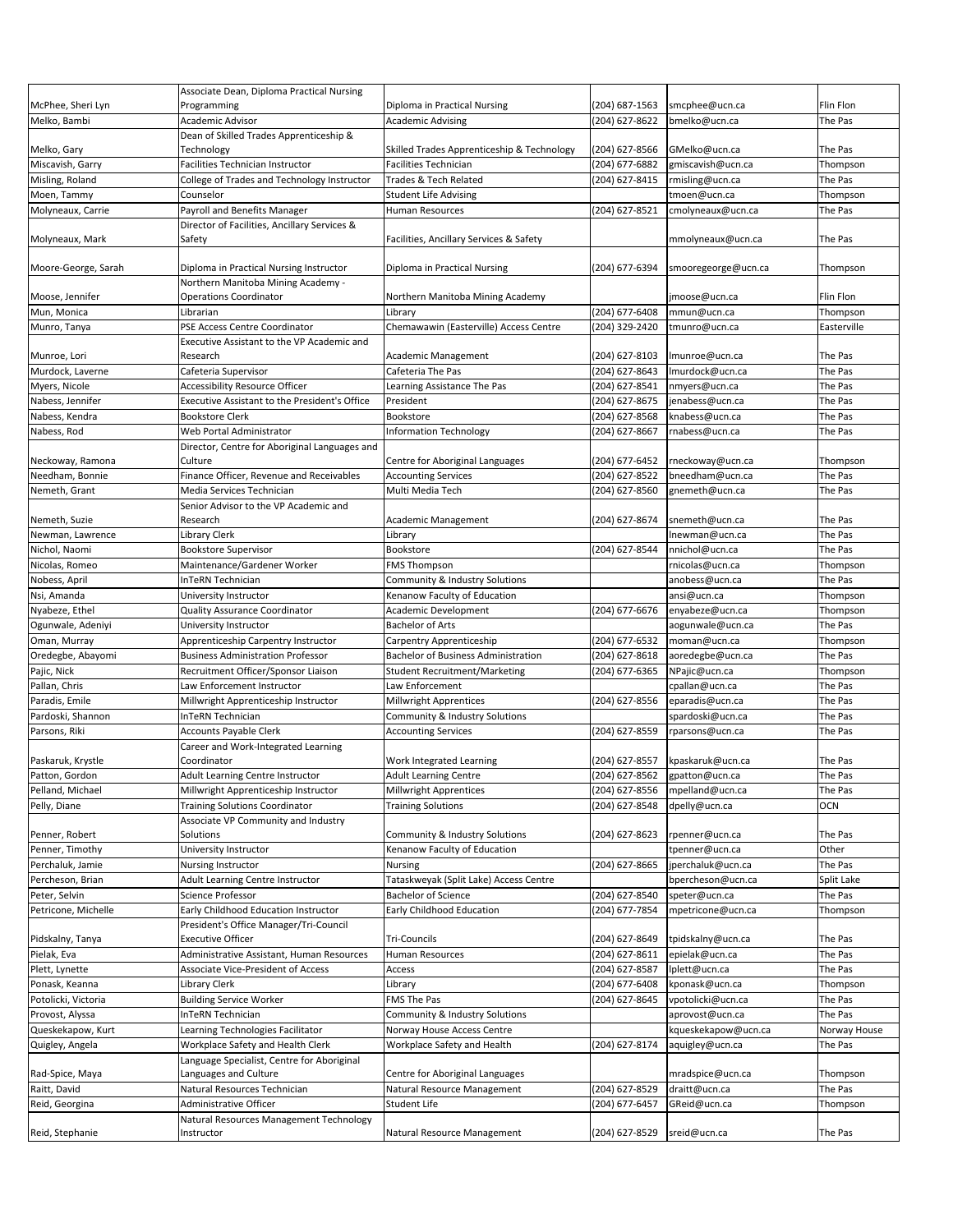| | | | | | |
|---|---|---|---|---|---|
| McPhee, Sheri Lyn | Associate Dean, Diploma Practical Nursing Programming | Diploma in Practical Nursing | (204) 687-1563 | smcphee@ucn.ca | Flin Flon |
| Melko, Bambi | Academic Advisor | Academic Advising | (204) 627-8622 | bmelko@ucn.ca | The Pas |
| Melko, Gary | Dean of Skilled Trades Apprenticeship & Technology | Skilled Trades Apprenticeship & Technology | (204) 627-8566 | GMelko@ucn.ca | The Pas |
| Miscavish, Garry | Facilities Technician Instructor | Facilities Technician | (204) 677-6882 | gmiscavish@ucn.ca | Thompson |
| Misling, Roland | College of Trades and Technology Instructor | Trades & Tech Related | (204) 627-8415 | rmisling@ucn.ca | The Pas |
| Moen, Tammy | Counselor | Student Life Advising | | tmoen@ucn.ca | Thompson |
| Molyneaux, Carrie | Payroll and Benefits Manager | Human Resources | (204) 627-8521 | cmolyneaux@ucn.ca | The Pas |
| Molyneaux, Mark | Director of Facilities, Ancillary Services & Safety | Facilities, Ancillary Services & Safety | | mmolyneaux@ucn.ca | The Pas |
| Moore-George, Sarah | Diploma in Practical Nursing Instructor | Diploma in Practical Nursing | (204) 677-6394 | smooregeorge@ucn.ca | Thompson |
| Moose, Jennifer | Northern Manitoba Mining Academy - Operations Coordinator | Northern Manitoba Mining Academy | | jmoose@ucn.ca | Flin Flon |
| Mun, Monica | Librarian | Library | (204) 677-6408 | mmun@ucn.ca | Thompson |
| Munro, Tanya | PSE Access Centre Coordinator | Chemawawin (Easterville) Access Centre | (204) 329-2420 | tmunro@ucn.ca | Easterville |
| Munroe, Lori | Executive Assistant to the VP Academic and Research | Academic Management | (204) 627-8103 | lmunroe@ucn.ca | The Pas |
| Murdock, Laverne | Cafeteria Supervisor | Cafeteria The Pas | (204) 627-8643 | lmurdock@ucn.ca | The Pas |
| Myers, Nicole | Accessibility Resource Officer | Learning Assistance The Pas | (204) 627-8541 | nmyers@ucn.ca | The Pas |
| Nabess, Jennifer | Executive Assistant to the President's Office | President | (204) 627-8675 | jenabess@ucn.ca | The Pas |
| Nabess, Kendra | Bookstore Clerk | Bookstore | (204) 627-8568 | knabess@ucn.ca | The Pas |
| Nabess, Rod | Web Portal Administrator | Information Technology | (204) 627-8667 | rnabess@ucn.ca | The Pas |
| Neckoway, Ramona | Director, Centre for Aboriginal Languages and Culture | Centre for Aboriginal Languages | (204) 677-6452 | rneckoway@ucn.ca | Thompson |
| Needham, Bonnie | Finance Officer, Revenue and Receivables | Accounting Services | (204) 627-8522 | bneedham@ucn.ca | The Pas |
| Nemeth, Grant | Media Services Technician | Multi Media Tech | (204) 627-8560 | gnemeth@ucn.ca | The Pas |
| Nemeth, Suzie | Senior Advisor to the VP Academic and Research | Academic Management | (204) 627-8674 | snemeth@ucn.ca | The Pas |
| Newman, Lawrence | Library Clerk | Library | | lnewman@ucn.ca | The Pas |
| Nichol, Naomi | Bookstore Supervisor | Bookstore | (204) 627-8544 | nnichol@ucn.ca | The Pas |
| Nicolas, Romeo | Maintenance/Gardener Worker | FMS Thompson | | rnicolas@ucn.ca | Thompson |
| Nobess, April | InTeRN Technician | Community & Industry Solutions | | anobess@ucn.ca | The Pas |
| Nsi, Amanda | University Instructor | Kenanow Faculty of Education | | ansi@ucn.ca | Thompson |
| Nyabeze, Ethel | Quality Assurance Coordinator | Academic Development | (204) 677-6676 | enyabeze@ucn.ca | Thompson |
| Ogunwale, Adeniyi | University Instructor | Bachelor of Arts | | aogunwale@ucn.ca | The Pas |
| Oman, Murray | Apprenticeship Carpentry Instructor | Carpentry Apprenticeship | (204) 677-6532 | moman@ucn.ca | Thompson |
| Oredegbe, Abayomi | Business Administration Professor | Bachelor of Business Administration | (204) 627-8618 | aoredegbe@ucn.ca | The Pas |
| Pajic, Nick | Recruitment Officer/Sponsor Liaison | Student Recruitment/Marketing | (204) 677-6365 | NPajic@ucn.ca | Thompson |
| Pallan, Chris | Law Enforcement Instructor | Law Enforcement | | cpallan@ucn.ca | The Pas |
| Paradis, Emile | Millwright Apprenticeship Instructor | Millwright Apprentices | (204) 627-8556 | eparadis@ucn.ca | The Pas |
| Pardoski, Shannon | InTeRN Technician | Community & Industry Solutions | | spardoski@ucn.ca | The Pas |
| Parsons, Riki | Accounts Payable Clerk | Accounting Services | (204) 627-8559 | rparsons@ucn.ca | The Pas |
| Paskaruk, Krystle | Career and Work-Integrated Learning Coordinator | Work Integrated Learning | (204) 627-8557 | kpaskaruk@ucn.ca | The Pas |
| Patton, Gordon | Adult Learning Centre Instructor | Adult Learning Centre | (204) 627-8562 | gpatton@ucn.ca | The Pas |
| Pelland, Michael | Millwright Apprenticeship Instructor | Millwright Apprentices | (204) 627-8556 | mpelland@ucn.ca | The Pas |
| Pelly, Diane | Training Solutions Coordinator | Training Solutions | (204) 627-8548 | dpelly@ucn.ca | OCN |
| Penner, Robert | Associate VP Community and Industry Solutions | Community & Industry Solutions | (204) 627-8623 | rpenner@ucn.ca | The Pas |
| Penner, Timothy | University Instructor | Kenanow Faculty of Education | | tpenner@ucn.ca | Other |
| Perchaluk, Jamie | Nursing Instructor | Nursing | (204) 627-8665 | jperchaluk@ucn.ca | The Pas |
| Percheson, Brian | Adult Learning Centre Instructor | Tataskweyak (Split Lake) Access Centre | | bpercheson@ucn.ca | Split Lake |
| Peter, Selvin | Science Professor | Bachelor of Science | (204) 627-8540 | speter@ucn.ca | The Pas |
| Petricone, Michelle | Early Childhood Education Instructor | Early Childhood Education | (204) 677-7854 | mpetricone@ucn.ca | Thompson |
| Pidskalny, Tanya | President's Office Manager/Tri-Council Executive Officer | Tri-Councils | (204) 627-8649 | tpidskalny@ucn.ca | The Pas |
| Pielak, Eva | Administrative Assistant, Human Resources | Human Resources | (204) 627-8611 | epielak@ucn.ca | The Pas |
| Plett, Lynette | Associate Vice-President of Access | Access | (204) 627-8587 | lplett@ucn.ca | The Pas |
| Ponask, Keanna | Library Clerk | Library | (204) 677-6408 | kponask@ucn.ca | Thompson |
| Potolicki, Victoria | Building Service Worker | FMS The Pas | (204) 627-8645 | vpotolicki@ucn.ca | The Pas |
| Provost, Alyssa | InTeRN Technician | Community & Industry Solutions | | aprovost@ucn.ca | The Pas |
| Queskekapow, Kurt | Learning Technologies Facilitator | Norway House Access Centre | | kqueskekapow@ucn.ca | Norway House |
| Quigley, Angela | Workplace Safety and Health Clerk | Workplace Safety and Health | (204) 627-8174 | aquigley@ucn.ca | The Pas |
| Rad-Spice, Maya | Language Specialist, Centre for Aboriginal Languages and Culture | Centre for Aboriginal Languages | | mradspice@ucn.ca | Thompson |
| Raitt, David | Natural Resources Technician | Natural Resource Management | (204) 627-8529 | draitt@ucn.ca | The Pas |
| Reid, Georgina | Administrative Officer | Student Life | (204) 677-6457 | GReid@ucn.ca | Thompson |
| Reid, Stephanie | Natural Resources Management Technology Instructor | Natural Resource Management | (204) 627-8529 | sreid@ucn.ca | The Pas |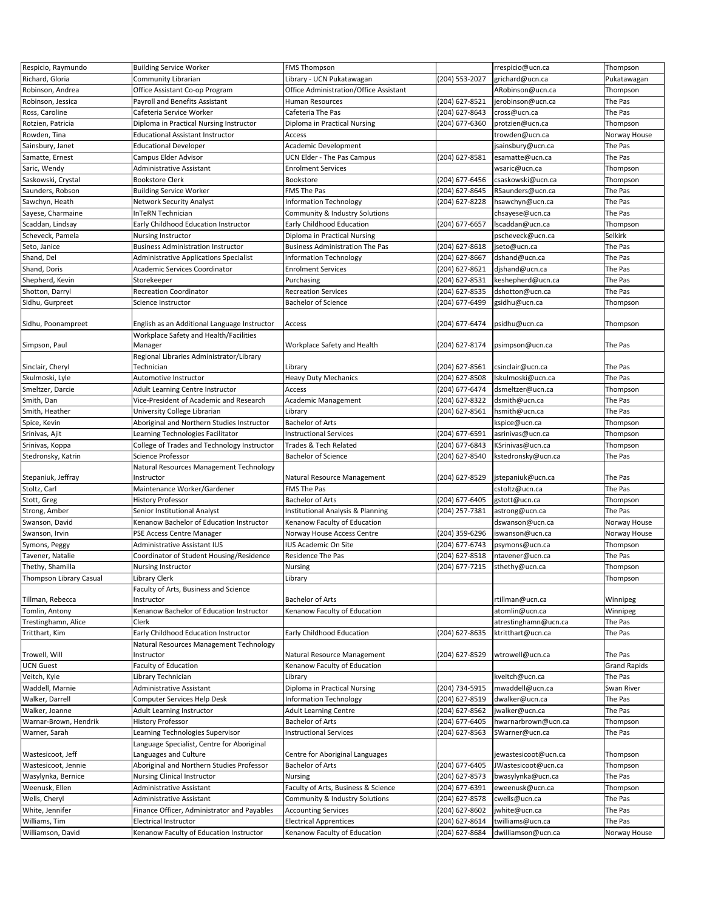| Respicio, Raymundo | Building Service Worker | FMS Thompson | | rrespicio@ucn.ca | Thompson |
|---|---|---|---|---|---|
| Richard, Gloria | Community Librarian | Library - UCN Pukatawagan | (204) 553-2027 | grichard@ucn.ca | Pukatawagan |
| Robinson, Andrea | Office Assistant Co-op Program | Office Administration/Office Assistant | | ARobinson@ucn.ca | Thompson |
| Robinson, Jessica | Payroll and Benefits Assistant | Human Resources | (204) 627-8521 | jerobinson@ucn.ca | The Pas |
| Ross, Caroline | Cafeteria Service Worker | Cafeteria The Pas | (204) 627-8643 | cross@ucn.ca | The Pas |
| Rotzien, Patricia | Diploma in Practical Nursing Instructor | Diploma in Practical Nursing | (204) 677-6360 | protzien@ucn.ca | Thompson |
| Rowden, Tina | Educational Assistant Instructor | Access | | trowden@ucn.ca | Norway House |
| Sainsbury, Janet | Educational Developer | Academic Development | | jsainsbury@ucn.ca | The Pas |
| Samatte, Ernest | Campus Elder Advisor | UCN Elder - The Pas Campus | (204) 627-8581 | esamatte@ucn.ca | The Pas |
| Saric, Wendy | Administrative Assistant | Enrolment Services | | wsaric@ucn.ca | Thompson |
| Saskowski, Crystal | Bookstore Clerk | Bookstore | (204) 677-6456 | csaskowski@ucn.ca | Thompson |
| Saunders, Robson | Building Service Worker | FMS The Pas | (204) 627-8645 | RSaunders@ucn.ca | The Pas |
| Sawchyn, Heath | Network Security Analyst | Information Technology | (204) 627-8228 | hsawchyn@ucn.ca | The Pas |
| Sayese, Charmaine | InTeRN Technician | Community & Industry Solutions | | chsayese@ucn.ca | The Pas |
| Scaddan, Lindsay | Early Childhood Education Instructor | Early Childhood Education | (204) 677-6657 | lscaddan@ucn.ca | Thompson |
| Scheveck, Pamela | Nursing Instructor | Diploma in Practical Nursing | | pscheveck@ucn.ca | Selkirk |
| Seto, Janice | Business Administration Instructor | Business Administration The Pas | (204) 627-8618 | jseto@ucn.ca | The Pas |
| Shand, Del | Administrative Applications Specialist | Information Technology | (204) 627-8667 | dshand@ucn.ca | The Pas |
| Shand, Doris | Academic Services Coordinator | Enrolment Services | (204) 627-8621 | djshand@ucn.ca | The Pas |
| Shepherd, Kevin | Storekeeper | Purchasing | (204) 627-8531 | keshepherd@ucn.ca | The Pas |
| Shotton, Darryl | Recreation Coordinator | Recreation Services | (204) 627-8535 | dshotton@ucn.ca | The Pas |
| Sidhu, Gurpreet | Science Instructor | Bachelor of Science | (204) 677-6499 | gsidhu@ucn.ca | Thompson |
| Sidhu, Poonampreet | English as an Additional Language Instructor | Access | (204) 677-6474 | psidhu@ucn.ca | Thompson |
| Simpson, Paul | Workplace Safety and Health/Facilities Manager | Workplace Safety and Health | (204) 627-8174 | psimpson@ucn.ca | The Pas |
| Sinclair, Cheryl | Regional Libraries Administrator/Library Technician | Library | (204) 627-8561 | csinclair@ucn.ca | The Pas |
| Skulmoski, Lyle | Automotive Instructor | Heavy Duty Mechanics | (204) 627-8508 | lskulmoski@ucn.ca | The Pas |
| Smeltzer, Darcie | Adult Learning Centre Instructor | Access | (204) 677-6474 | dsmeltzer@ucn.ca | Thompson |
| Smith, Dan | Vice-President of Academic and Research | Academic Management | (204) 627-8322 | dsmith@ucn.ca | The Pas |
| Smith, Heather | University College Librarian | Library | (204) 627-8561 | hsmith@ucn.ca | The Pas |
| Spice, Kevin | Aboriginal and Northern Studies Instructor | Bachelor of Arts | | kspice@ucn.ca | Thompson |
| Srinivas, Ajit | Learning Technologies Facilitator | Instructional Services | (204) 677-6591 | asrinivas@ucn.ca | Thompson |
| Srinivas, Koppa | College of Trades and Technology Instructor | Trades & Tech Related | (204) 677-6843 | KSrinivas@ucn.ca | Thompson |
| Stedronsky, Katrin | Science Professor | Bachelor of Science | (204) 627-8540 | kstedronsky@ucn.ca | The Pas |
| Stepaniuk, Jeffray | Natural Resources Management Technology Instructor | Natural Resource Management | (204) 627-8529 | jstepaniuk@ucn.ca | The Pas |
| Stoltz, Carl | Maintenance Worker/Gardener | FMS The Pas | | cstoltz@ucn.ca | The Pas |
| Stott, Greg | History Professor | Bachelor of Arts | (204) 677-6405 | gstott@ucn.ca | Thompson |
| Strong, Amber | Senior Institutional Analyst | Institutional Analysis & Planning | (204) 257-7381 | astrong@ucn.ca | The Pas |
| Swanson, David | Kenanow Bachelor of Education Instructor | Kenanow Faculty of Education | | dswanson@ucn.ca | Norway House |
| Swanson, Irvin | PSE Access Centre Manager | Norway House Access Centre | (204) 359-6296 | iswanson@ucn.ca | Norway House |
| Symons, Peggy | Administrative Assistant IUS | IUS Academic On Site | (204) 677-6743 | psymons@ucn.ca | Thompson |
| Tavener, Natalie | Coordinator of Student Housing/Residence | Residence The Pas | (204) 627-8518 | ntavener@ucn.ca | The Pas |
| Thethy, Shamilla | Nursing Instructor | Nursing | (204) 677-7215 | sthethy@ucn.ca | Thompson |
| Thompson Library Casual | Library Clerk | Library | | | Thompson |
| Tillman, Rebecca | Faculty of Arts, Business and Science Instructor | Bachelor of Arts | | rtillman@ucn.ca | Winnipeg |
| Tomlin, Antony | Kenanow Bachelor of Education Instructor | Kenanow Faculty of Education | | atomlin@ucn.ca | Winnipeg |
| Trestinghamn, Alice | Clerk | | | atrestinghamn@ucn.ca | The Pas |
| Tritthart, Kim | Early Childhood Education Instructor | Early Childhood Education | (204) 627-8635 | ktritthart@ucn.ca | The Pas |
| Trowell, Will | Natural Resources Management Technology Instructor | Natural Resource Management | (204) 627-8529 | wtrowell@ucn.ca | The Pas |
| UCN Guest | Faculty of Education | Kenanow Faculty of Education | | | Grand Rapids |
| Veitch, Kyle | Library Technician | Library | | kveitch@ucn.ca | The Pas |
| Waddell, Marnie | Administrative Assistant | Diploma in Practical Nursing | (204) 734-5915 | mwaddell@ucn.ca | Swan River |
| Walker, Darrell | Computer Services Help Desk | Information Technology | (204) 627-8519 | dwalker@ucn.ca | The Pas |
| Walker, Joanne | Adult Learning Instructor | Adult Learning Centre | (204) 627-8562 | jwalker@ucn.ca | The Pas |
| Warnar-Brown, Hendrik | History Professor | Bachelor of Arts | (204) 677-6405 | hwarnarbrown@ucn.ca | Thompson |
| Warner, Sarah | Learning Technologies Supervisor | Instructional Services | (204) 627-8563 | SWarner@ucn.ca | The Pas |
| Wastesicoot, Jeff | Language Specialist, Centre for Aboriginal Languages and Culture | Centre for Aboriginal Languages | | jewastesicoot@ucn.ca | Thompson |
| Wastesicoot, Jennie | Aboriginal and Northern Studies Professor | Bachelor of Arts | (204) 677-6405 | JWastesicoot@ucn.ca | Thompson |
| Wasylynka, Bernice | Nursing Clinical Instructor | Nursing | (204) 627-8573 | bwasylynka@ucn.ca | The Pas |
| Weenusk, Ellen | Administrative Assistant | Faculty of Arts, Business & Science | (204) 677-6391 | eweenusk@ucn.ca | Thompson |
| Wells, Cheryl | Administrative Assistant | Community & Industry Solutions | (204) 627-8578 | cwells@ucn.ca | The Pas |
| White, Jennifer | Finance Officer, Administrator and Payables | Accounting Services | (204) 627-8602 | jwhite@ucn.ca | The Pas |
| Williams, Tim | Electrical Instructor | Electrical Apprentices | (204) 627-8614 | twilliams@ucn.ca | The Pas |
| Williamson, David | Kenanow Faculty of Education Instructor | Kenanow Faculty of Education | (204) 627-8684 | dwilliamson@ucn.ca | Norway House |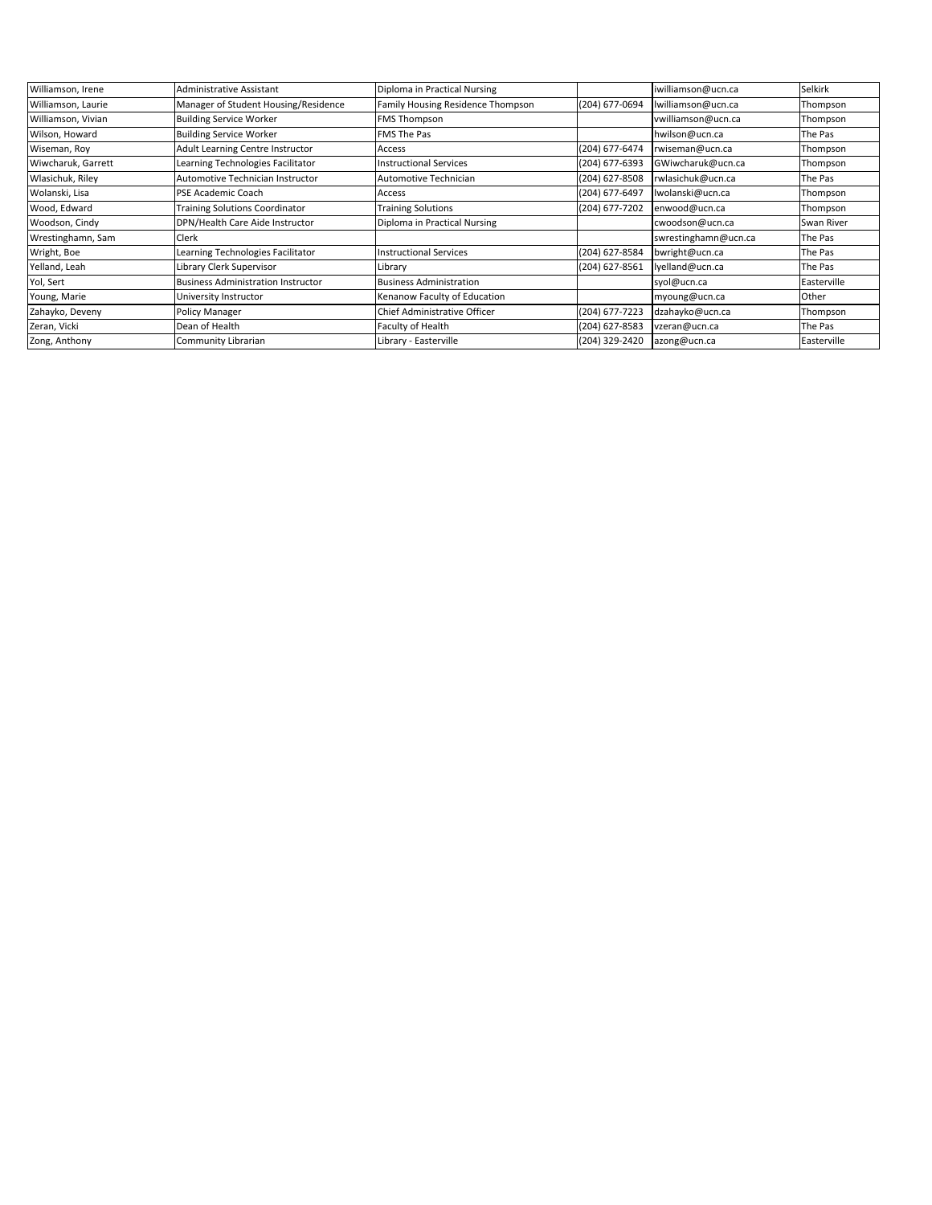| | | | | | |
|---|---|---|---|---|---|
| Williamson, Irene | Administrative Assistant | Diploma in Practical Nursing | | iwilliamson@ucn.ca | Selkirk |
| Williamson, Laurie | Manager of Student Housing/Residence | Family Housing Residence Thompson | (204) 677-0694 | lwilliamson@ucn.ca | Thompson |
| Williamson, Vivian | Building Service Worker | FMS Thompson | | vwilliamson@ucn.ca | Thompson |
| Wilson, Howard | Building Service Worker | FMS The Pas | | hwilson@ucn.ca | The Pas |
| Wiseman, Roy | Adult Learning Centre Instructor | Access | (204) 677-6474 | rwiseman@ucn.ca | Thompson |
| Wiwcharuk, Garrett | Learning Technologies Facilitator | Instructional Services | (204) 677-6393 | GWiwcharuk@ucn.ca | Thompson |
| Wlasichuk, Riley | Automotive Technician Instructor | Automotive Technician | (204) 627-8508 | rwlasichuk@ucn.ca | The Pas |
| Wolanski, Lisa | PSE Academic Coach | Access | (204) 677-6497 | lwolanski@ucn.ca | Thompson |
| Wood, Edward | Training Solutions Coordinator | Training Solutions | (204) 677-7202 | enwood@ucn.ca | Thompson |
| Woodson, Cindy | DPN/Health Care Aide Instructor | Diploma in Practical Nursing | | cwoodson@ucn.ca | Swan River |
| Wrestinghamn, Sam | Clerk | | | swrestinghamn@ucn.ca | The Pas |
| Wright, Boe | Learning Technologies Facilitator | Instructional Services | (204) 627-8584 | bwright@ucn.ca | The Pas |
| Yelland, Leah | Library Clerk Supervisor | Library | (204) 627-8561 | lyelland@ucn.ca | The Pas |
| Yol, Sert | Business Administration Instructor | Business Administration | | syol@ucn.ca | Easterville |
| Young, Marie | University Instructor | Kenanow Faculty of Education | | myoung@ucn.ca | Other |
| Zahayko, Deveny | Policy Manager | Chief Administrative Officer | (204) 677-7223 | dzahayko@ucn.ca | Thompson |
| Zeran, Vicki | Dean of Health | Faculty of Health | (204) 627-8583 | vzeran@ucn.ca | The Pas |
| Zong, Anthony | Community Librarian | Library - Easterville | (204) 329-2420 | azong@ucn.ca | Easterville |